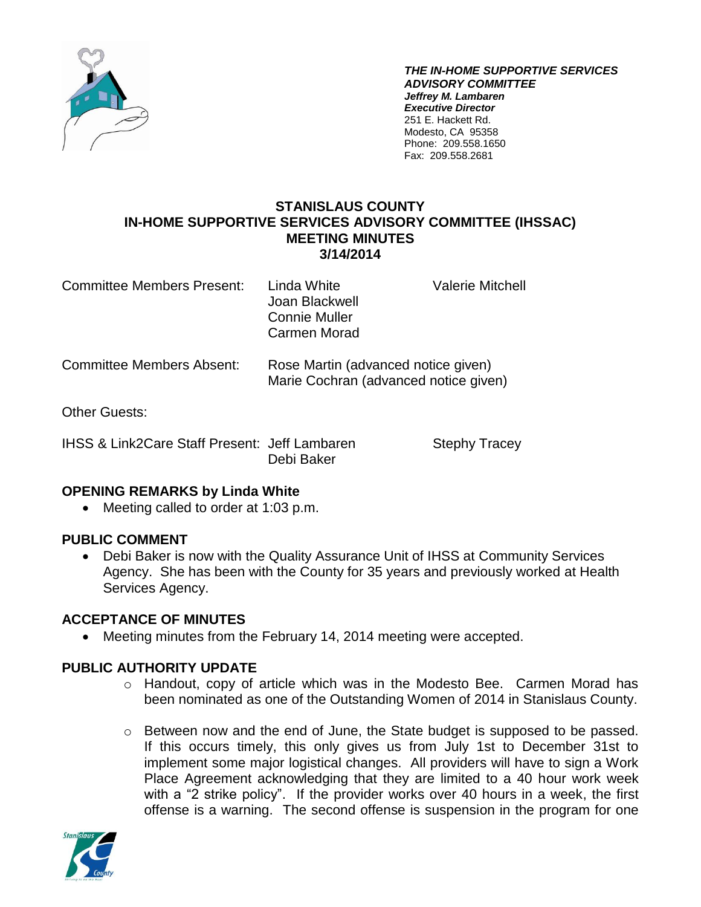***THE IN-HOME SUPPORTIVE SERVICES ADVISORY COMMITTEE***
***Jeffrey M. Lambaren***
***Executive Director***
251 E. Hackett Rd.
Modesto, CA 95358
Phone: 209.558.1650
Fax: 209.558.2681

# STANISLAUS COUNTY
# IN-HOME SUPPORTIVE SERVICES ADVISORY COMMITTEE (IHSSAC)
# MEETING MINUTES
# 3/14/2014

| | | |
|---|---|---|
| Committee Members Present: | Linda White<br>Joan Blackwell<br>Connie Muller<br>Carmen Morad | Valerie Mitchell |
| Committee Members Absent: | Rose Martin (advanced notice given)<br>Marie Cochran (advanced notice given) | |
| Other Guests: | | |
| IHSS & Link2Care Staff Present: | Jeff Lambaren<br>Debi Baker | Stephy Tracey |

## OPENING REMARKS by Linda White

- Meeting called to order at 1:03 p.m.

## PUBLIC COMMENT

- Debi Baker is now with the Quality Assurance Unit of IHSS at Community Services Agency. She has been with the County for 35 years and previously worked at Health Services Agency.

## ACCEPTANCE OF MINUTES

- Meeting minutes from the February 14, 2014 meeting were accepted.

## PUBLIC AUTHORITY UPDATE

- Handout, copy of article which was in the Modesto Bee. Carmen Morad has been nominated as one of the Outstanding Women of 2014 in Stanislaus County.

- Between now and the end of June, the State budget is supposed to be passed. If this occurs timely, this only gives us from July 1st to December 31st to implement some major logistical changes. All providers will have to sign a Work Place Agreement acknowledging that they are limited to a 40 hour work week with a "2 strike policy". If the provider works over 40 hours in a week, the first offense is a warning. The second offense is suspension in the program for one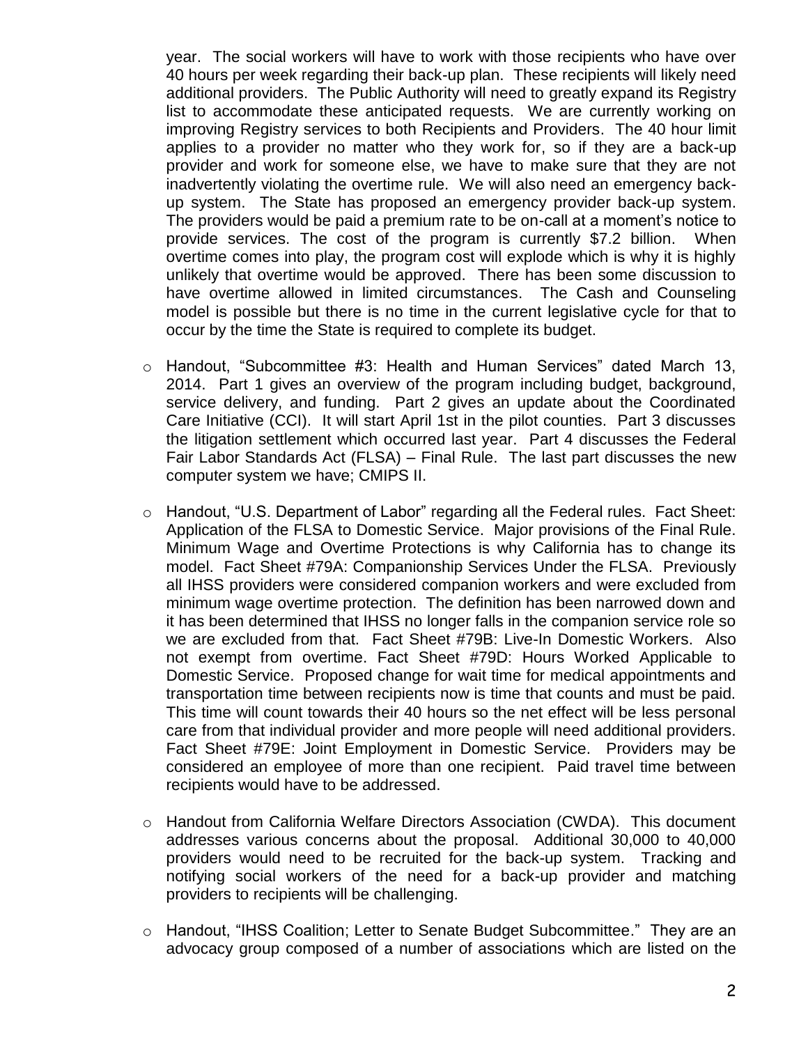year. The social workers will have to work with those recipients who have over 40 hours per week regarding their back-up plan. These recipients will likely need additional providers. The Public Authority will need to greatly expand its Registry list to accommodate these anticipated requests. We are currently working on improving Registry services to both Recipients and Providers. The 40 hour limit applies to a provider no matter who they work for, so if they are a back-up provider and work for someone else, we have to make sure that they are not inadvertently violating the overtime rule. We will also need an emergency back-up system. The State has proposed an emergency provider back-up system. The providers would be paid a premium rate to be on-call at a moment's notice to provide services. The cost of the program is currently $7.2 billion. When overtime comes into play, the program cost will explode which is why it is highly unlikely that overtime would be approved. There has been some discussion to have overtime allowed in limited circumstances. The Cash and Counseling model is possible but there is no time in the current legislative cycle for that to occur by the time the State is required to complete its budget.

- Handout, "Subcommittee #3: Health and Human Services" dated March 13, 2014. Part 1 gives an overview of the program including budget, background, service delivery, and funding. Part 2 gives an update about the Coordinated Care Initiative (CCI). It will start April 1st in the pilot counties. Part 3 discusses the litigation settlement which occurred last year. Part 4 discusses the Federal Fair Labor Standards Act (FLSA) – Final Rule. The last part discusses the new computer system we have; CMIPS II.

- Handout, "U.S. Department of Labor" regarding all the Federal rules. Fact Sheet: Application of the FLSA to Domestic Service. Major provisions of the Final Rule. Minimum Wage and Overtime Protections is why California has to change its model. Fact Sheet #79A: Companionship Services Under the FLSA. Previously all IHSS providers were considered companion workers and were excluded from minimum wage overtime protection. The definition has been narrowed down and it has been determined that IHSS no longer falls in the companion service role so we are excluded from that. Fact Sheet #79B: Live-In Domestic Workers. Also not exempt from overtime. Fact Sheet #79D: Hours Worked Applicable to Domestic Service. Proposed change for wait time for medical appointments and transportation time between recipients now is time that counts and must be paid. This time will count towards their 40 hours so the net effect will be less personal care from that individual provider and more people will need additional providers. Fact Sheet #79E: Joint Employment in Domestic Service. Providers may be considered an employee of more than one recipient. Paid travel time between recipients would have to be addressed.

- Handout from California Welfare Directors Association (CWDA). This document addresses various concerns about the proposal. Additional 30,000 to 40,000 providers would need to be recruited for the back-up system. Tracking and notifying social workers of the need for a back-up provider and matching providers to recipients will be challenging.

- Handout, "IHSS Coalition; Letter to Senate Budget Subcommittee." They are an advocacy group composed of a number of associations which are listed on the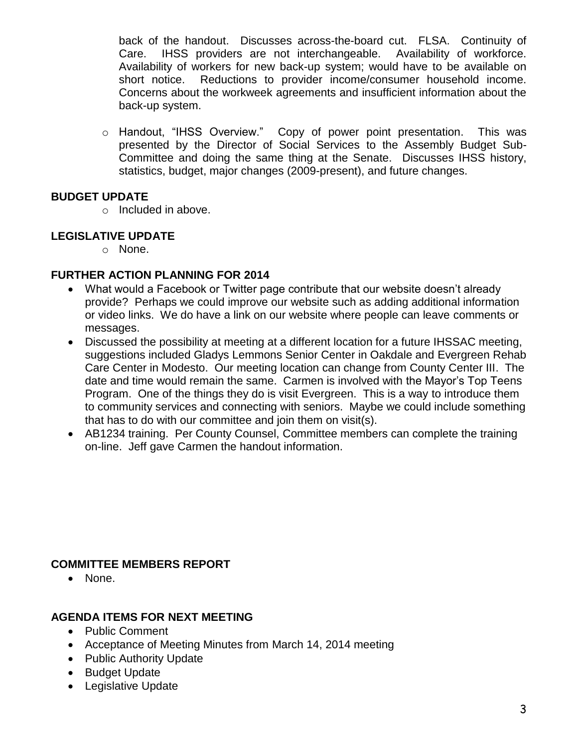back of the handout. Discusses across-the-board cut. FLSA. Continuity of Care. IHSS providers are not interchangeable. Availability of workforce. Availability of workers for new back-up system; would have to be available on short notice. Reductions to provider income/consumer household income. Concerns about the workweek agreements and insufficient information about the back-up system.

- Handout, "IHSS Overview." Copy of power point presentation. This was presented by the Director of Social Services to the Assembly Budget Sub-Committee and doing the same thing at the Senate. Discusses IHSS history, statistics, budget, major changes (2009-present), and future changes.

**BUDGET UPDATE**

- Included in above.

**LEGISLATIVE UPDATE**

- None.

**FURTHER ACTION PLANNING FOR 2014**

- What would a Facebook or Twitter page contribute that our website doesn't already provide? Perhaps we could improve our website such as adding additional information or video links. We do have a link on our website where people can leave comments or messages.
- Discussed the possibility at meeting at a different location for a future IHSSAC meeting, suggestions included Gladys Lemmons Senior Center in Oakdale and Evergreen Rehab Care Center in Modesto. Our meeting location can change from County Center III. The date and time would remain the same. Carmen is involved with the Mayor's Top Teens Program. One of the things they do is visit Evergreen. This is a way to introduce them to community services and connecting with seniors. Maybe we could include something that has to do with our committee and join them on visit(s).
- AB1234 training. Per County Counsel, Committee members can complete the training on-line. Jeff gave Carmen the handout information.

**COMMITTEE MEMBERS REPORT**

- None.

**AGENDA ITEMS FOR NEXT MEETING**

- Public Comment
- Acceptance of Meeting Minutes from March 14, 2014 meeting
- Public Authority Update
- Budget Update
- Legislative Update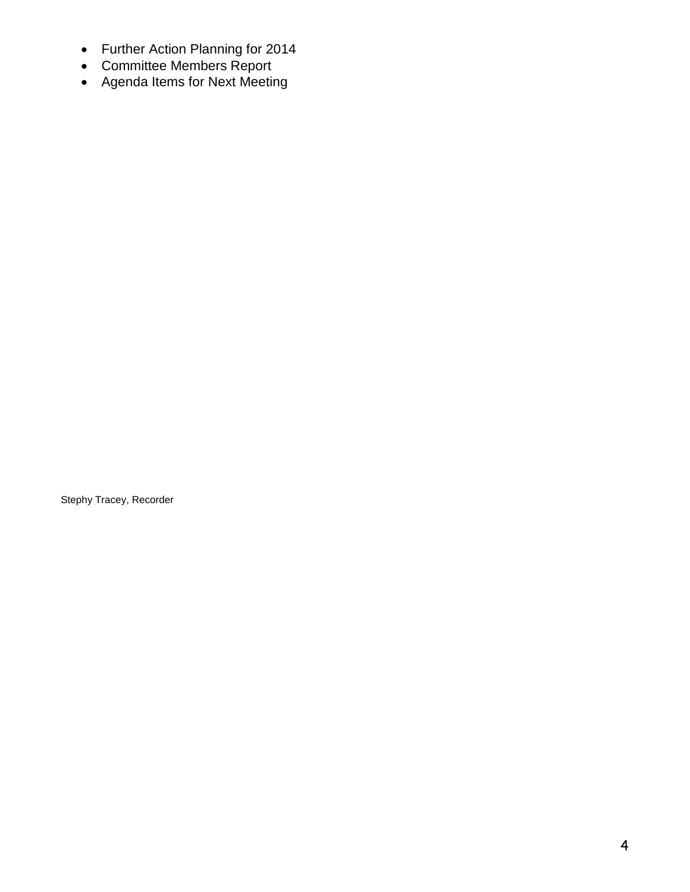- Further Action Planning for 2014
- Committee Members Report
- Agenda Items for Next Meeting

Stephy Tracey, Recorder